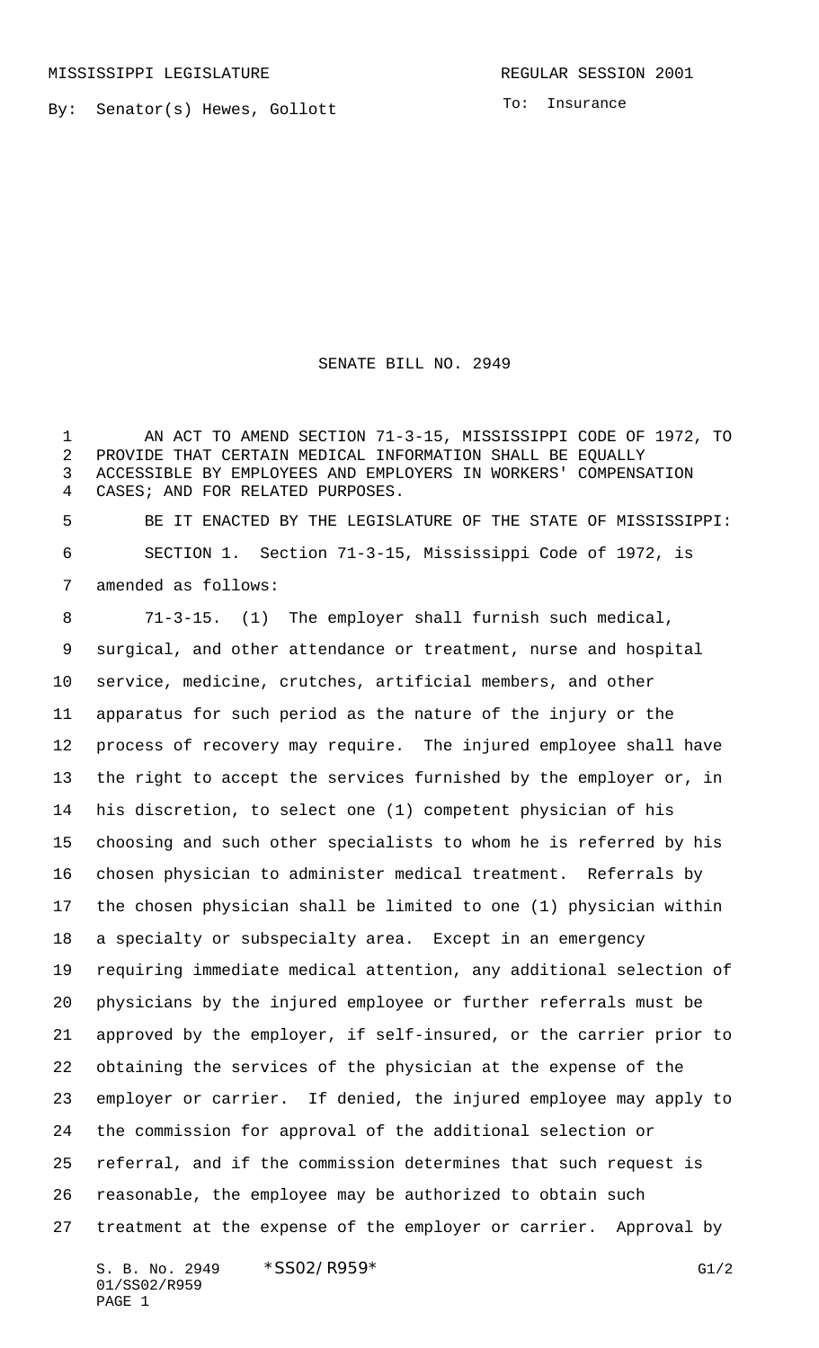MISSISSIPPI LEGISLATURE REGULAR SESSION 2001

By: Senator(s) Hewes, Gollott

To: Insurance

# SENATE BILL NO. 2949

AN ACT TO AMEND SECTION 71-3-15, MISSISSIPPI CODE OF 1972, TO PROVIDE THAT CERTAIN MEDICAL INFORMATION SHALL BE EQUALLY ACCESSIBLE BY EMPLOYEES AND EMPLOYERS IN WORKERS' COMPENSATION CASES; AND FOR RELATED PURPOSES.

BE IT ENACTED BY THE LEGISLATURE OF THE STATE OF MISSISSIPPI:

SECTION 1. Section 71-3-15, Mississippi Code of 1972, is amended as follows:

71-3-15. (1) The employer shall furnish such medical, surgical, and other attendance or treatment, nurse and hospital service, medicine, crutches, artificial members, and other apparatus for such period as the nature of the injury or the process of recovery may require. The injured employee shall have the right to accept the services furnished by the employer or, in his discretion, to select one (1) competent physician of his choosing and such other specialists to whom he is referred by his chosen physician to administer medical treatment. Referrals by the chosen physician shall be limited to one (1) physician within a specialty or subspecialty area. Except in an emergency requiring immediate medical attention, any additional selection of physicians by the injured employee or further referrals must be approved by the employer, if self-insured, or the carrier prior to obtaining the services of the physician at the expense of the employer or carrier. If denied, the injured employee may apply to the commission for approval of the additional selection or referral, and if the commission determines that such request is reasonable, the employee may be authorized to obtain such treatment at the expense of the employer or carrier. Approval by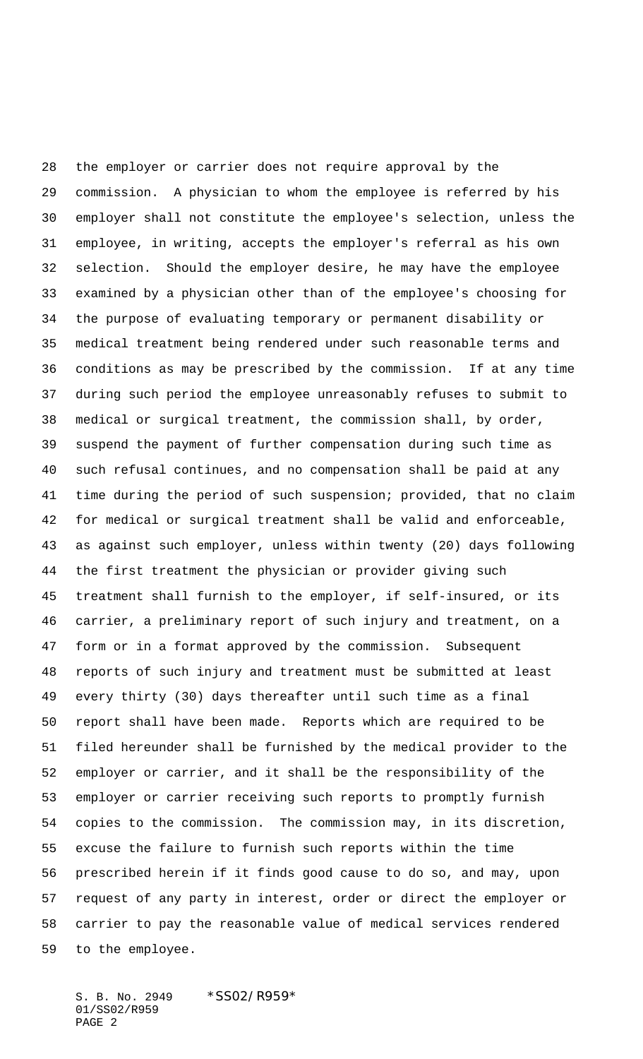the employer or carrier does not require approval by the commission. A physician to whom the employee is referred by his employer shall not constitute the employee's selection, unless the employee, in writing, accepts the employer's referral as his own selection. Should the employer desire, he may have the employee examined by a physician other than of the employee's choosing for the purpose of evaluating temporary or permanent disability or medical treatment being rendered under such reasonable terms and conditions as may be prescribed by the commission. If at any time during such period the employee unreasonably refuses to submit to medical or surgical treatment, the commission shall, by order, suspend the payment of further compensation during such time as such refusal continues, and no compensation shall be paid at any time during the period of such suspension; provided, that no claim for medical or surgical treatment shall be valid and enforceable, as against such employer, unless within twenty (20) days following the first treatment the physician or provider giving such treatment shall furnish to the employer, if self-insured, or its carrier, a preliminary report of such injury and treatment, on a form or in a format approved by the commission. Subsequent reports of such injury and treatment must be submitted at least every thirty (30) days thereafter until such time as a final report shall have been made. Reports which are required to be filed hereunder shall be furnished by the medical provider to the employer or carrier, and it shall be the responsibility of the employer or carrier receiving such reports to promptly furnish copies to the commission. The commission may, in its discretion, excuse the failure to furnish such reports within the time prescribed herein if it finds good cause to do so, and may, upon request of any party in interest, order or direct the employer or carrier to pay the reasonable value of medical services rendered to the employee.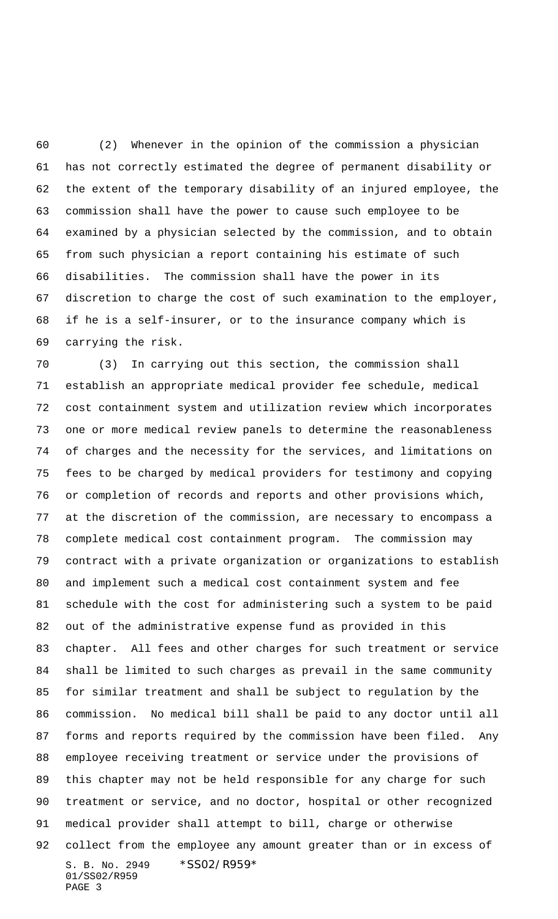(2) Whenever in the opinion of the commission a physician has not correctly estimated the degree of permanent disability or the extent of the temporary disability of an injured employee, the commission shall have the power to cause such employee to be examined by a physician selected by the commission, and to obtain from such physician a report containing his estimate of such disabilities. The commission shall have the power in its discretion to charge the cost of such examination to the employer, if he is a self-insurer, or to the insurance company which is carrying the risk.

(3) In carrying out this section, the commission shall establish an appropriate medical provider fee schedule, medical cost containment system and utilization review which incorporates one or more medical review panels to determine the reasonableness of charges and the necessity for the services, and limitations on fees to be charged by medical providers for testimony and copying or completion of records and reports and other provisions which, at the discretion of the commission, are necessary to encompass a complete medical cost containment program. The commission may contract with a private organization or organizations to establish and implement such a medical cost containment system and fee schedule with the cost for administering such a system to be paid out of the administrative expense fund as provided in this chapter. All fees and other charges for such treatment or service shall be limited to such charges as prevail in the same community for similar treatment and shall be subject to regulation by the commission. No medical bill shall be paid to any doctor until all forms and reports required by the commission have been filed. Any employee receiving treatment or service under the provisions of this chapter may not be held responsible for any charge for such treatment or service, and no doctor, hospital or other recognized medical provider shall attempt to bill, charge or otherwise collect from the employee any amount greater than or in excess of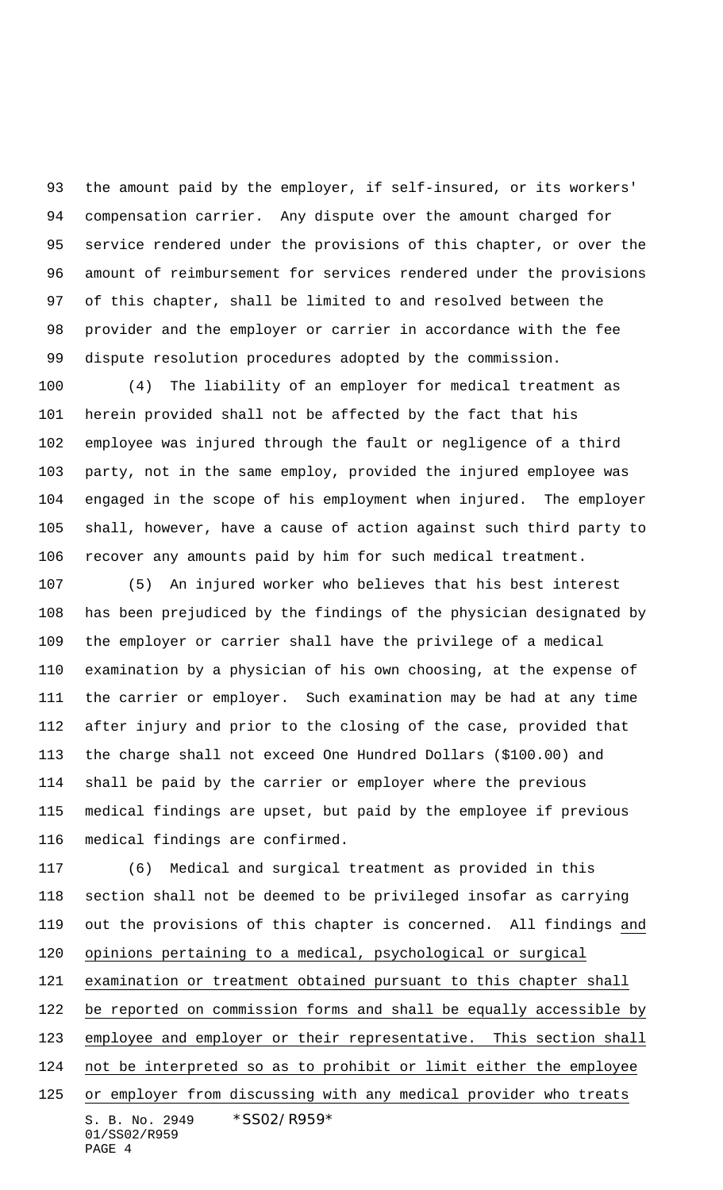the amount paid by the employer, if self-insured, or its workers' compensation carrier. Any dispute over the amount charged for service rendered under the provisions of this chapter, or over the amount of reimbursement for services rendered under the provisions of this chapter, shall be limited to and resolved between the provider and the employer or carrier in accordance with the fee dispute resolution procedures adopted by the commission.

(4) The liability of an employer for medical treatment as herein provided shall not be affected by the fact that his employee was injured through the fault or negligence of a third party, not in the same employ, provided the injured employee was engaged in the scope of his employment when injured. The employer shall, however, have a cause of action against such third party to recover any amounts paid by him for such medical treatment.

(5) An injured worker who believes that his best interest has been prejudiced by the findings of the physician designated by the employer or carrier shall have the privilege of a medical examination by a physician of his own choosing, at the expense of the carrier or employer. Such examination may be had at any time after injury and prior to the closing of the case, provided that the charge shall not exceed One Hundred Dollars ($100.00) and shall be paid by the carrier or employer where the previous medical findings are upset, but paid by the employee if previous medical findings are confirmed.

(6) Medical and surgical treatment as provided in this section shall not be deemed to be privileged insofar as carrying out the provisions of this chapter is concerned. All findings and opinions pertaining to a medical, psychological or surgical examination or treatment obtained pursuant to this chapter shall be reported on commission forms and shall be equally accessible by employee and employer or their representative. This section shall not be interpreted so as to prohibit or limit either the employee or employer from discussing with any medical provider who treats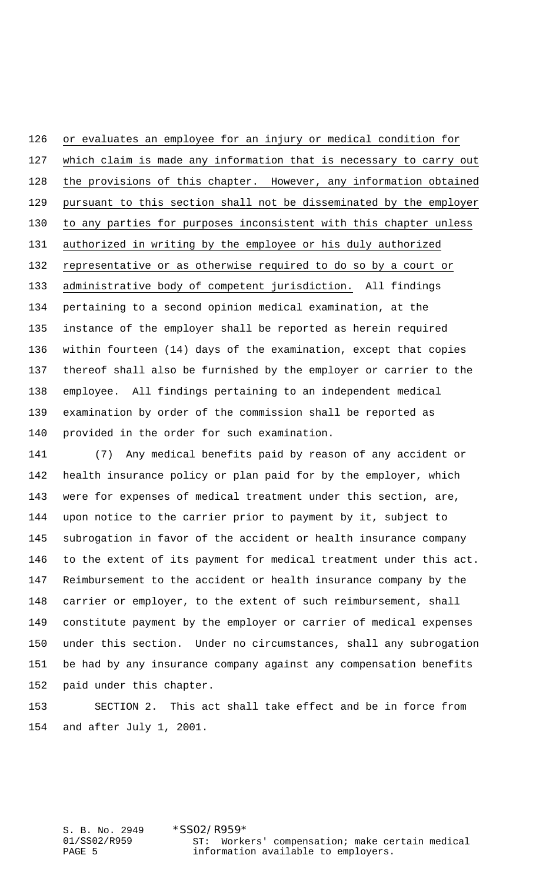or evaluates an employee for an injury or medical condition for which claim is made any information that is necessary to carry out the provisions of this chapter. However, any information obtained pursuant to this section shall not be disseminated by the employer to any parties for purposes inconsistent with this chapter unless authorized in writing by the employee or his duly authorized representative or as otherwise required to do so by a court or administrative body of competent jurisdiction. All findings pertaining to a second opinion medical examination, at the instance of the employer shall be reported as herein required within fourteen (14) days of the examination, except that copies thereof shall also be furnished by the employer or carrier to the employee. All findings pertaining to an independent medical examination by order of the commission shall be reported as provided in the order for such examination.

(7) Any medical benefits paid by reason of any accident or health insurance policy or plan paid for by the employer, which were for expenses of medical treatment under this section, are, upon notice to the carrier prior to payment by it, subject to subrogation in favor of the accident or health insurance company to the extent of its payment for medical treatment under this act. Reimbursement to the accident or health insurance company by the carrier or employer, to the extent of such reimbursement, shall constitute payment by the employer or carrier of medical expenses under this section. Under no circumstances, shall any subrogation be had by any insurance company against any compensation benefits paid under this chapter.

SECTION 2. This act shall take effect and be in force from and after July 1, 2001.